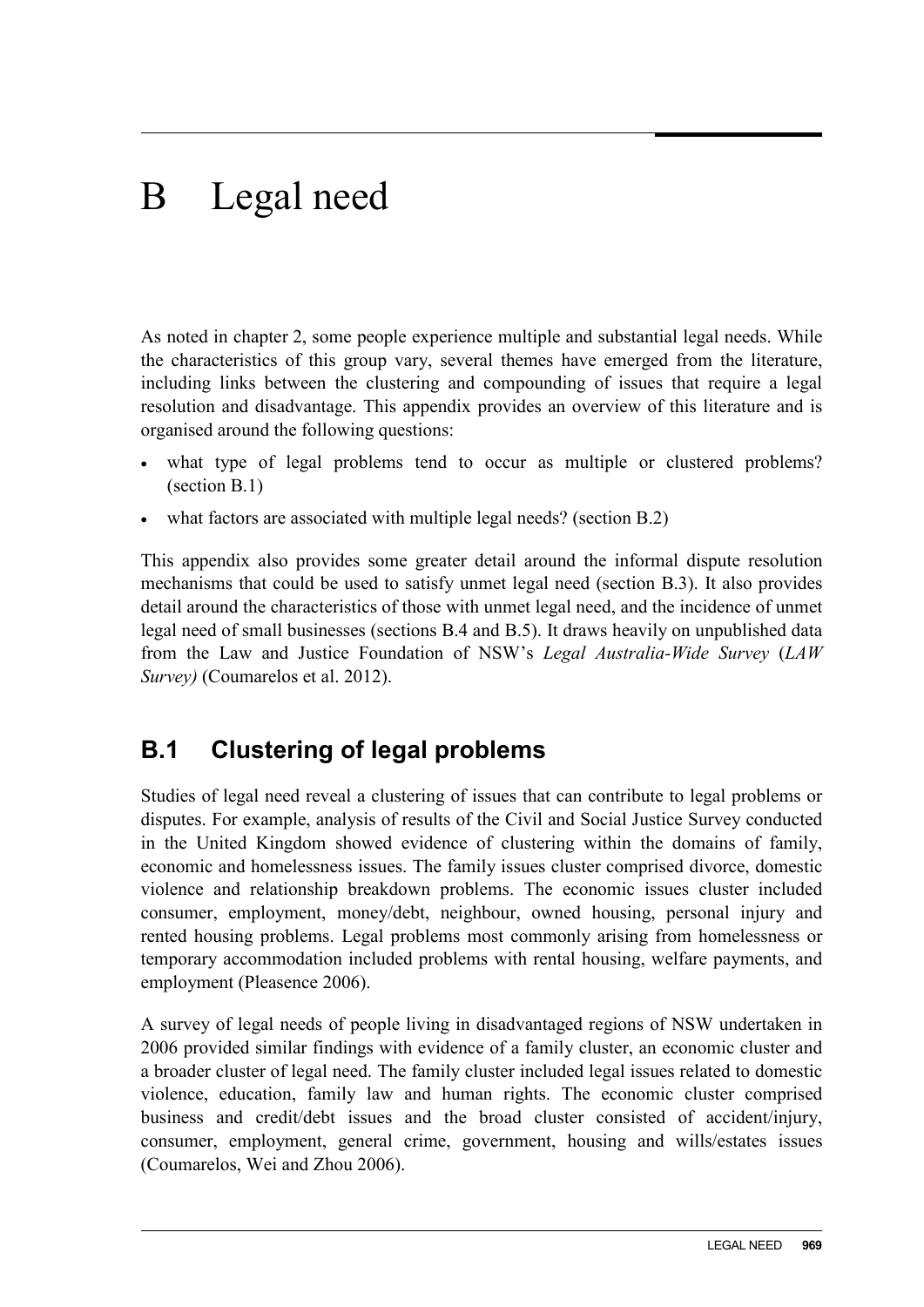# B Legal need

As noted in chapter 2, some people experience multiple and substantial legal needs. While the characteristics of this group vary, several themes have emerged from the literature, including links between the clustering and compounding of issues that require a legal resolution and disadvantage. This appendix provides an overview of this literature and is organised around the following questions:

- what type of legal problems tend to occur as multiple or clustered problems? (section B.1)
- what factors are associated with multiple legal needs? (section B.2)

This appendix also provides some greater detail around the informal dispute resolution mechanisms that could be used to satisfy unmet legal need (section B.3). It also provides detail around the characteristics of those with unmet legal need, and the incidence of unmet legal need of small businesses (sections B.4 and B.5). It draws heavily on unpublished data from the Law and Justice Foundation of NSW's *Legal Australia-Wide Survey* (*LAW Survey)* (Coumarelos et al. 2012).

## B.1 Clustering of legal problems

Studies of legal need reveal a clustering of issues that can contribute to legal problems or disputes. For example, analysis of results of the Civil and Social Justice Survey conducted in the United Kingdom showed evidence of clustering within the domains of family, economic and homelessness issues. The family issues cluster comprised divorce, domestic violence and relationship breakdown problems. The economic issues cluster included consumer, employment, money/debt, neighbour, owned housing, personal injury and rented housing problems. Legal problems most commonly arising from homelessness or temporary accommodation included problems with rental housing, welfare payments, and employment (Pleasence 2006).

A survey of legal needs of people living in disadvantaged regions of NSW undertaken in 2006 provided similar findings with evidence of a family cluster, an economic cluster and a broader cluster of legal need. The family cluster included legal issues related to domestic violence, education, family law and human rights. The economic cluster comprised business and credit/debt issues and the broad cluster consisted of accident/injury, consumer, employment, general crime, government, housing and wills/estates issues (Coumarelos, Wei and Zhou 2006).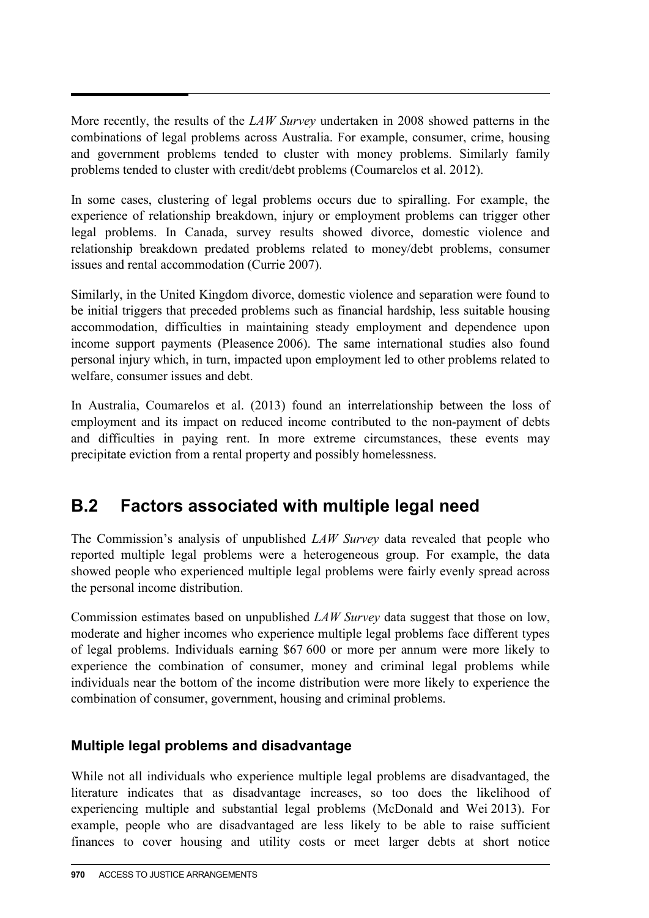More recently, the results of the *LAW Survey* undertaken in 2008 showed patterns in the combinations of legal problems across Australia. For example, consumer, crime, housing and government problems tended to cluster with money problems. Similarly family problems tended to cluster with credit/debt problems (Coumarelos et al. 2012).

In some cases, clustering of legal problems occurs due to spiralling. For example, the experience of relationship breakdown, injury or employment problems can trigger other legal problems. In Canada, survey results showed divorce, domestic violence and relationship breakdown predated problems related to money/debt problems, consumer issues and rental accommodation (Currie 2007).

Similarly, in the United Kingdom divorce, domestic violence and separation were found to be initial triggers that preceded problems such as financial hardship, less suitable housing accommodation, difficulties in maintaining steady employment and dependence upon income support payments (Pleasence 2006). The same international studies also found personal injury which, in turn, impacted upon employment led to other problems related to welfare, consumer issues and debt.

In Australia, Coumarelos et al. (2013) found an interrelationship between the loss of employment and its impact on reduced income contributed to the non-payment of debts and difficulties in paying rent. In more extreme circumstances, these events may precipitate eviction from a rental property and possibly homelessness.

## B.2 Factors associated with multiple legal need

The Commission's analysis of unpublished *LAW Survey* data revealed that people who reported multiple legal problems were a heterogeneous group. For example, the data showed people who experienced multiple legal problems were fairly evenly spread across the personal income distribution.

Commission estimates based on unpublished *LAW Survey* data suggest that those on low, moderate and higher incomes who experience multiple legal problems face different types of legal problems. Individuals earning $67 600 or more per annum were more likely to experience the combination of consumer, money and criminal legal problems while individuals near the bottom of the income distribution were more likely to experience the combination of consumer, government, housing and criminal problems.

### Multiple legal problems and disadvantage

While not all individuals who experience multiple legal problems are disadvantaged, the literature indicates that as disadvantage increases, so too does the likelihood of experiencing multiple and substantial legal problems (McDonald and Wei 2013). For example, people who are disadvantaged are less likely to be able to raise sufficient finances to cover housing and utility costs or meet larger debts at short notice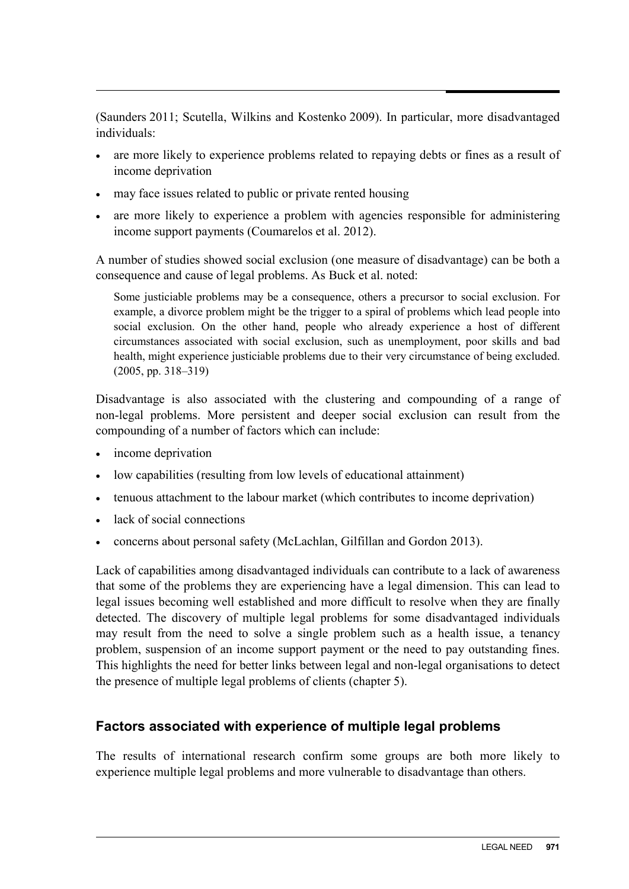(Saunders 2011; Scutella, Wilkins and Kostenko 2009). In particular, more disadvantaged individuals:

- are more likely to experience problems related to repaying debts or fines as a result of income deprivation
- may face issues related to public or private rented housing
- are more likely to experience a problem with agencies responsible for administering income support payments (Coumarelos et al. 2012).

A number of studies showed social exclusion (one measure of disadvantage) can be both a consequence and cause of legal problems. As Buck et al. noted:

> Some justiciable problems may be a consequence, others a precursor to social exclusion. For example, a divorce problem might be the trigger to a spiral of problems which lead people into social exclusion. On the other hand, people who already experience a host of different circumstances associated with social exclusion, such as unemployment, poor skills and bad health, might experience justiciable problems due to their very circumstance of being excluded. (2005, pp. 318–319)

Disadvantage is also associated with the clustering and compounding of a range of non-legal problems. More persistent and deeper social exclusion can result from the compounding of a number of factors which can include:

- income deprivation
- low capabilities (resulting from low levels of educational attainment)
- tenuous attachment to the labour market (which contributes to income deprivation)
- lack of social connections
- concerns about personal safety (McLachlan, Gilfillan and Gordon 2013).

Lack of capabilities among disadvantaged individuals can contribute to a lack of awareness that some of the problems they are experiencing have a legal dimension. This can lead to legal issues becoming well established and more difficult to resolve when they are finally detected. The discovery of multiple legal problems for some disadvantaged individuals may result from the need to solve a single problem such as a health issue, a tenancy problem, suspension of an income support payment or the need to pay outstanding fines. This highlights the need for better links between legal and non-legal organisations to detect the presence of multiple legal problems of clients (chapter 5).

### Factors associated with experience of multiple legal problems

The results of international research confirm some groups are both more likely to experience multiple legal problems and more vulnerable to disadvantage than others.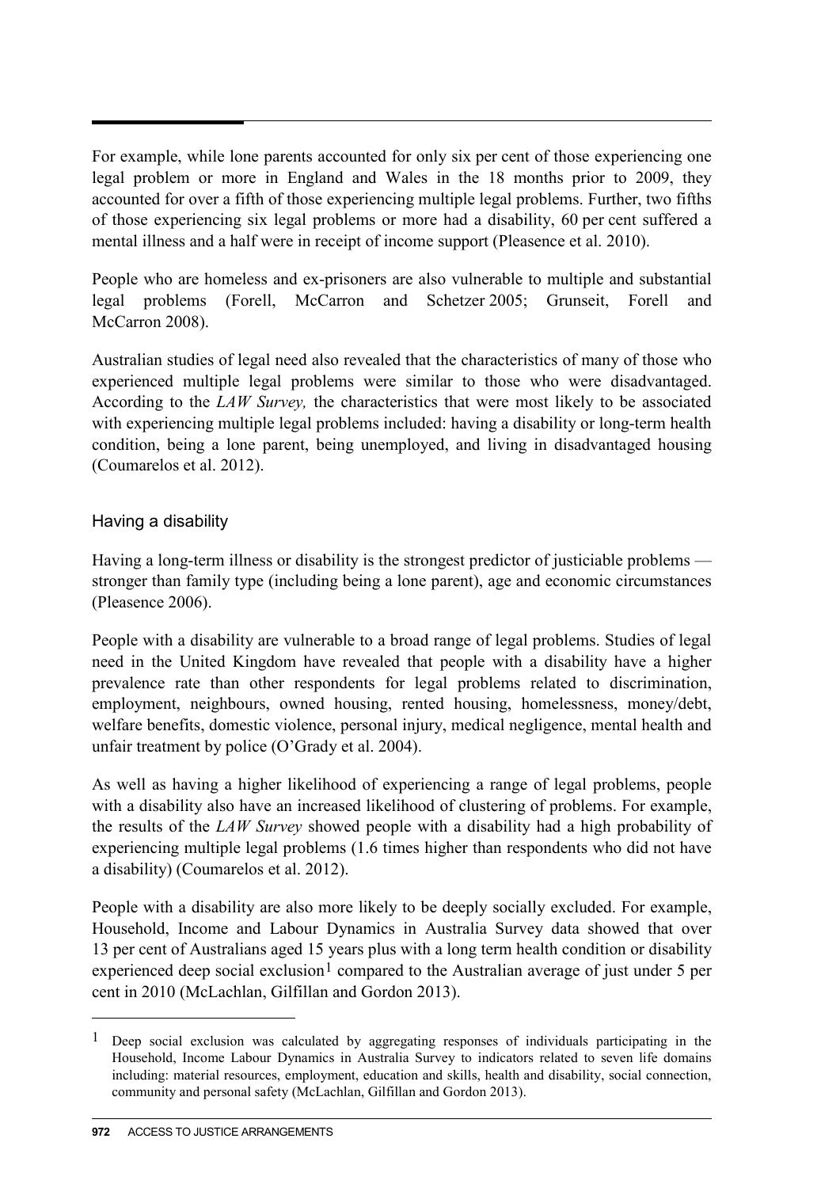For example, while lone parents accounted for only six per cent of those experiencing one legal problem or more in England and Wales in the 18 months prior to 2009, they accounted for over a fifth of those experiencing multiple legal problems. Further, two fifths of those experiencing six legal problems or more had a disability, 60 per cent suffered a mental illness and a half were in receipt of income support (Pleasence et al. 2010).

People who are homeless and ex-prisoners are also vulnerable to multiple and substantial legal problems (Forell, McCarron and Schetzer 2005; Grunseit, Forell and McCarron 2008).

Australian studies of legal need also revealed that the characteristics of many of those who experienced multiple legal problems were similar to those who were disadvantaged. According to the *LAW Survey,* the characteristics that were most likely to be associated with experiencing multiple legal problems included: having a disability or long-term health condition, being a lone parent, being unemployed, and living in disadvantaged housing (Coumarelos et al. 2012).

### Having a disability

Having a long-term illness or disability is the strongest predictor of justiciable problems — stronger than family type (including being a lone parent), age and economic circumstances (Pleasence 2006).

People with a disability are vulnerable to a broad range of legal problems. Studies of legal need in the United Kingdom have revealed that people with a disability have a higher prevalence rate than other respondents for legal problems related to discrimination, employment, neighbours, owned housing, rented housing, homelessness, money/debt, welfare benefits, domestic violence, personal injury, medical negligence, mental health and unfair treatment by police (O'Grady et al. 2004).

As well as having a higher likelihood of experiencing a range of legal problems, people with a disability also have an increased likelihood of clustering of problems. For example, the results of the *LAW Survey* showed people with a disability had a high probability of experiencing multiple legal problems (1.6 times higher than respondents who did not have a disability) (Coumarelos et al. 2012).

People with a disability are also more likely to be deeply socially excluded. For example, Household, Income and Labour Dynamics in Australia Survey data showed that over 13 per cent of Australians aged 15 years plus with a long term health condition or disability experienced deep social exclusion[1] compared to the Australian average of just under 5 per cent in 2010 (McLachlan, Gilfillan and Gordon 2013).

---

[1] Deep social exclusion was calculated by aggregating responses of individuals participating in the Household, Income Labour Dynamics in Australia Survey to indicators related to seven life domains including: material resources, employment, education and skills, health and disability, social connection, community and personal safety (McLachlan, Gilfillan and Gordon 2013).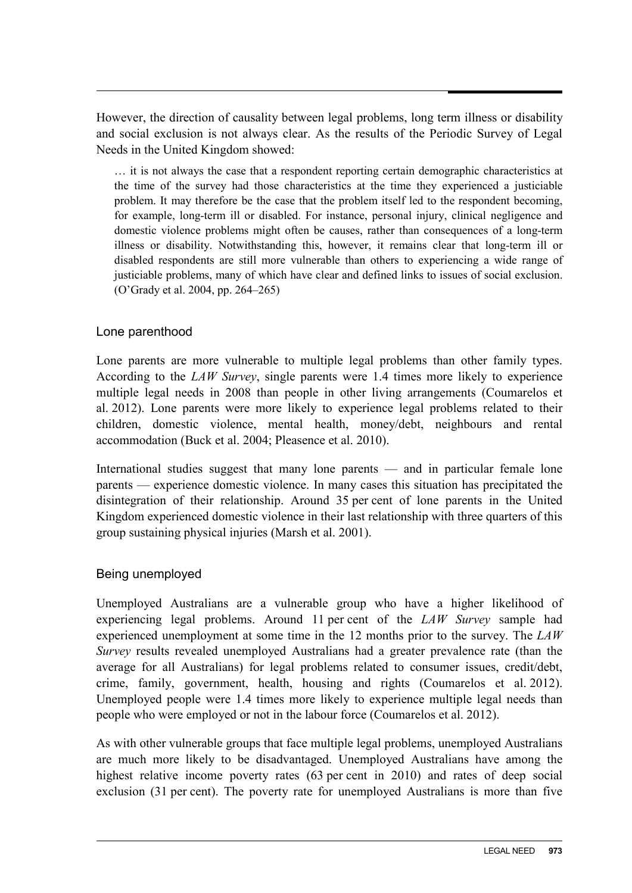However, the direction of causality between legal problems, long term illness or disability and social exclusion is not always clear. As the results of the Periodic Survey of Legal Needs in the United Kingdom showed:

> … it is not always the case that a respondent reporting certain demographic characteristics at the time of the survey had those characteristics at the time they experienced a justiciable problem. It may therefore be the case that the problem itself led to the respondent becoming, for example, long-term ill or disabled. For instance, personal injury, clinical negligence and domestic violence problems might often be causes, rather than consequences of a long-term illness or disability. Notwithstanding this, however, it remains clear that long-term ill or disabled respondents are still more vulnerable than others to experiencing a wide range of justiciable problems, many of which have clear and defined links to issues of social exclusion. (O'Grady et al. 2004, pp. 264–265)

### Lone parenthood

Lone parents are more vulnerable to multiple legal problems than other family types. According to the *LAW Survey*, single parents were 1.4 times more likely to experience multiple legal needs in 2008 than people in other living arrangements (Coumarelos et al. 2012). Lone parents were more likely to experience legal problems related to their children, domestic violence, mental health, money/debt, neighbours and rental accommodation (Buck et al. 2004; Pleasence et al. 2010).

International studies suggest that many lone parents — and in particular female lone parents — experience domestic violence. In many cases this situation has precipitated the disintegration of their relationship. Around 35 per cent of lone parents in the United Kingdom experienced domestic violence in their last relationship with three quarters of this group sustaining physical injuries (Marsh et al. 2001).

### Being unemployed

Unemployed Australians are a vulnerable group who have a higher likelihood of experiencing legal problems. Around 11 per cent of the *LAW Survey* sample had experienced unemployment at some time in the 12 months prior to the survey. The *LAW Survey* results revealed unemployed Australians had a greater prevalence rate (than the average for all Australians) for legal problems related to consumer issues, credit/debt, crime, family, government, health, housing and rights (Coumarelos et al. 2012). Unemployed people were 1.4 times more likely to experience multiple legal needs than people who were employed or not in the labour force (Coumarelos et al. 2012).

As with other vulnerable groups that face multiple legal problems, unemployed Australians are much more likely to be disadvantaged. Unemployed Australians have among the highest relative income poverty rates (63 per cent in 2010) and rates of deep social exclusion (31 per cent). The poverty rate for unemployed Australians is more than five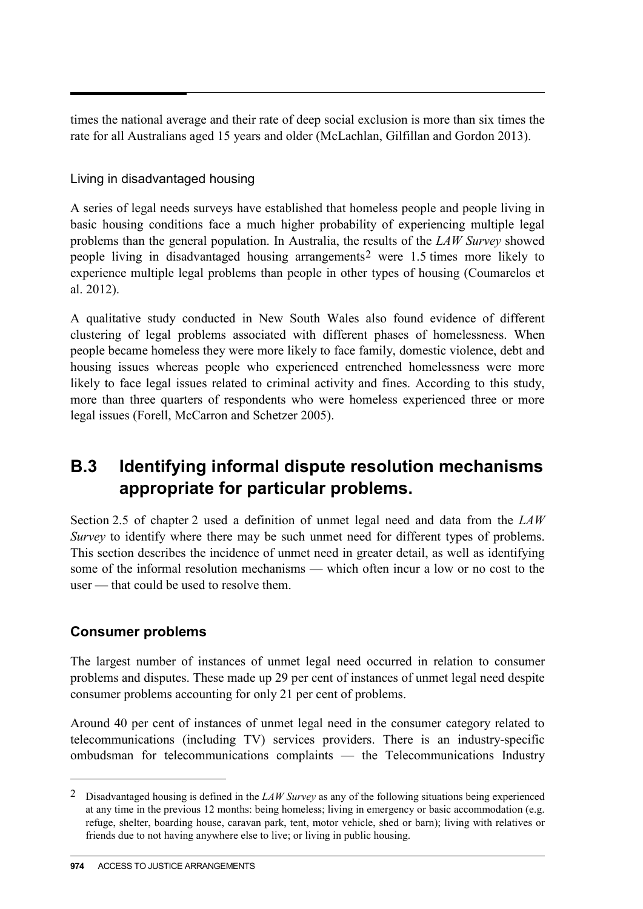times the national average and their rate of deep social exclusion is more than six times the rate for all Australians aged 15 years and older (McLachlan, Gilfillan and Gordon 2013).

#### Living in disadvantaged housing

A series of legal needs surveys have established that homeless people and people living in basic housing conditions face a much higher probability of experiencing multiple legal problems than the general population. In Australia, the results of the *LAW Survey* showed people living in disadvantaged housing arrangements[2] were 1.5 times more likely to experience multiple legal problems than people in other types of housing (Coumarelos et al. 2012).

A qualitative study conducted in New South Wales also found evidence of different clustering of legal problems associated with different phases of homelessness. When people became homeless they were more likely to face family, domestic violence, debt and housing issues whereas people who experienced entrenched homelessness were more likely to face legal issues related to criminal activity and fines. According to this study, more than three quarters of respondents who were homeless experienced three or more legal issues (Forell, McCarron and Schetzer 2005).

## B.3 Identifying informal dispute resolution mechanisms appropriate for particular problems.

Section 2.5 of chapter 2 used a definition of unmet legal need and data from the *LAW Survey* to identify where there may be such unmet need for different types of problems. This section describes the incidence of unmet need in greater detail, as well as identifying some of the informal resolution mechanisms — which often incur a low or no cost to the user — that could be used to resolve them.

### Consumer problems

The largest number of instances of unmet legal need occurred in relation to consumer problems and disputes. These made up 29 per cent of instances of unmet legal need despite consumer problems accounting for only 21 per cent of problems.

Around 40 per cent of instances of unmet legal need in the consumer category related to telecommunications (including TV) services providers. There is an industry-specific ombudsman for telecommunications complaints — the Telecommunications Industry

---

[2] Disadvantaged housing is defined in the *LAW Survey* as any of the following situations being experienced at any time in the previous 12 months: being homeless; living in emergency or basic accommodation (e.g. refuge, shelter, boarding house, caravan park, tent, motor vehicle, shed or barn); living with relatives or friends due to not having anywhere else to live; or living in public housing.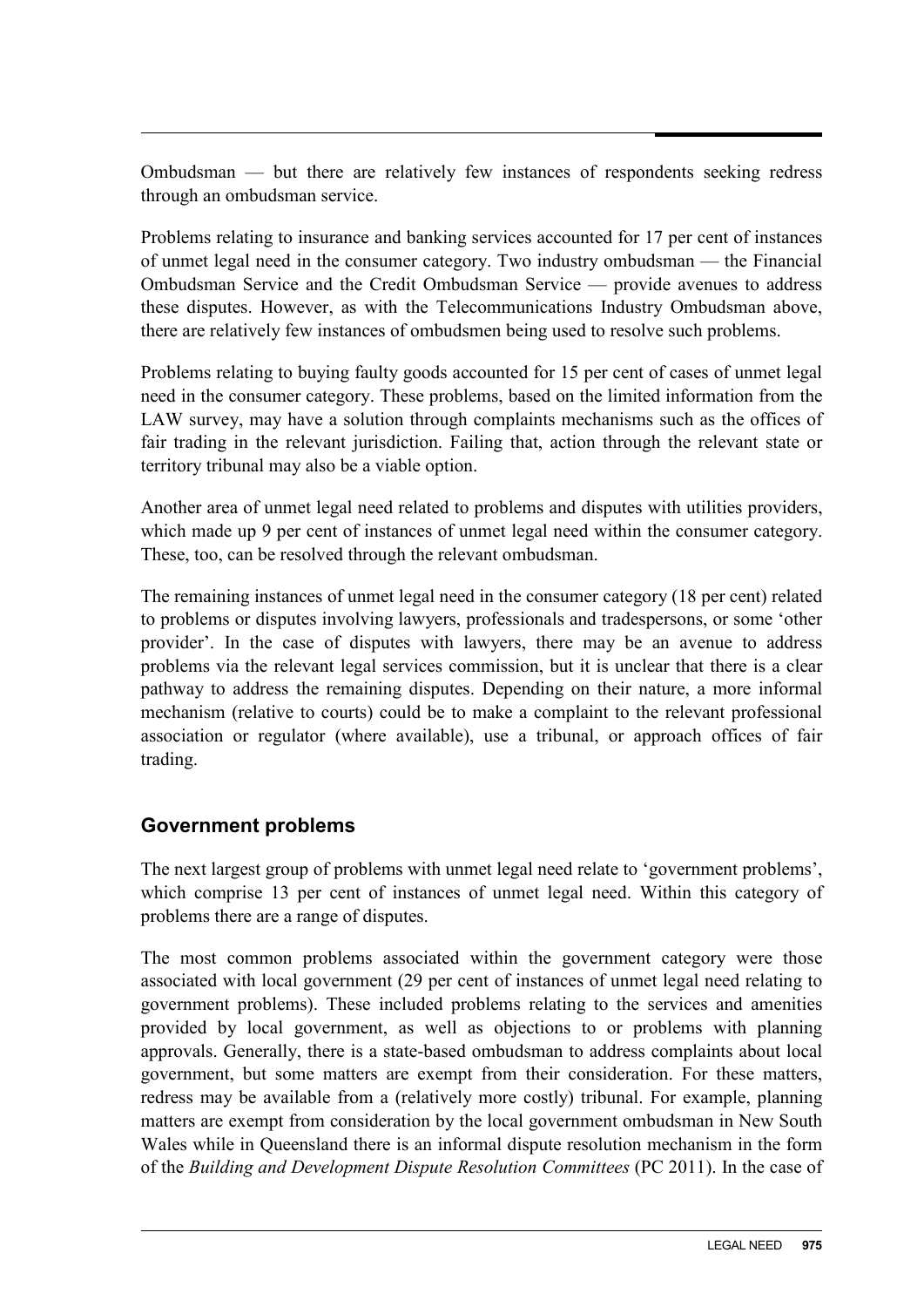Ombudsman — but there are relatively few instances of respondents seeking redress through an ombudsman service.

Problems relating to insurance and banking services accounted for 17 per cent of instances of unmet legal need in the consumer category. Two industry ombudsman — the Financial Ombudsman Service and the Credit Ombudsman Service — provide avenues to address these disputes. However, as with the Telecommunications Industry Ombudsman above, there are relatively few instances of ombudsmen being used to resolve such problems.

Problems relating to buying faulty goods accounted for 15 per cent of cases of unmet legal need in the consumer category. These problems, based on the limited information from the LAW survey, may have a solution through complaints mechanisms such as the offices of fair trading in the relevant jurisdiction. Failing that, action through the relevant state or territory tribunal may also be a viable option.

Another area of unmet legal need related to problems and disputes with utilities providers, which made up 9 per cent of instances of unmet legal need within the consumer category. These, too, can be resolved through the relevant ombudsman.

The remaining instances of unmet legal need in the consumer category (18 per cent) related to problems or disputes involving lawyers, professionals and tradespersons, or some 'other provider'. In the case of disputes with lawyers, there may be an avenue to address problems via the relevant legal services commission, but it is unclear that there is a clear pathway to address the remaining disputes. Depending on their nature, a more informal mechanism (relative to courts) could be to make a complaint to the relevant professional association or regulator (where available), use a tribunal, or approach offices of fair trading.

### Government problems

The next largest group of problems with unmet legal need relate to 'government problems', which comprise 13 per cent of instances of unmet legal need. Within this category of problems there are a range of disputes.

The most common problems associated within the government category were those associated with local government (29 per cent of instances of unmet legal need relating to government problems). These included problems relating to the services and amenities provided by local government, as well as objections to or problems with planning approvals. Generally, there is a state-based ombudsman to address complaints about local government, but some matters are exempt from their consideration. For these matters, redress may be available from a (relatively more costly) tribunal. For example, planning matters are exempt from consideration by the local government ombudsman in New South Wales while in Queensland there is an informal dispute resolution mechanism in the form of the *Building and Development Dispute Resolution Committees* (PC 2011). In the case of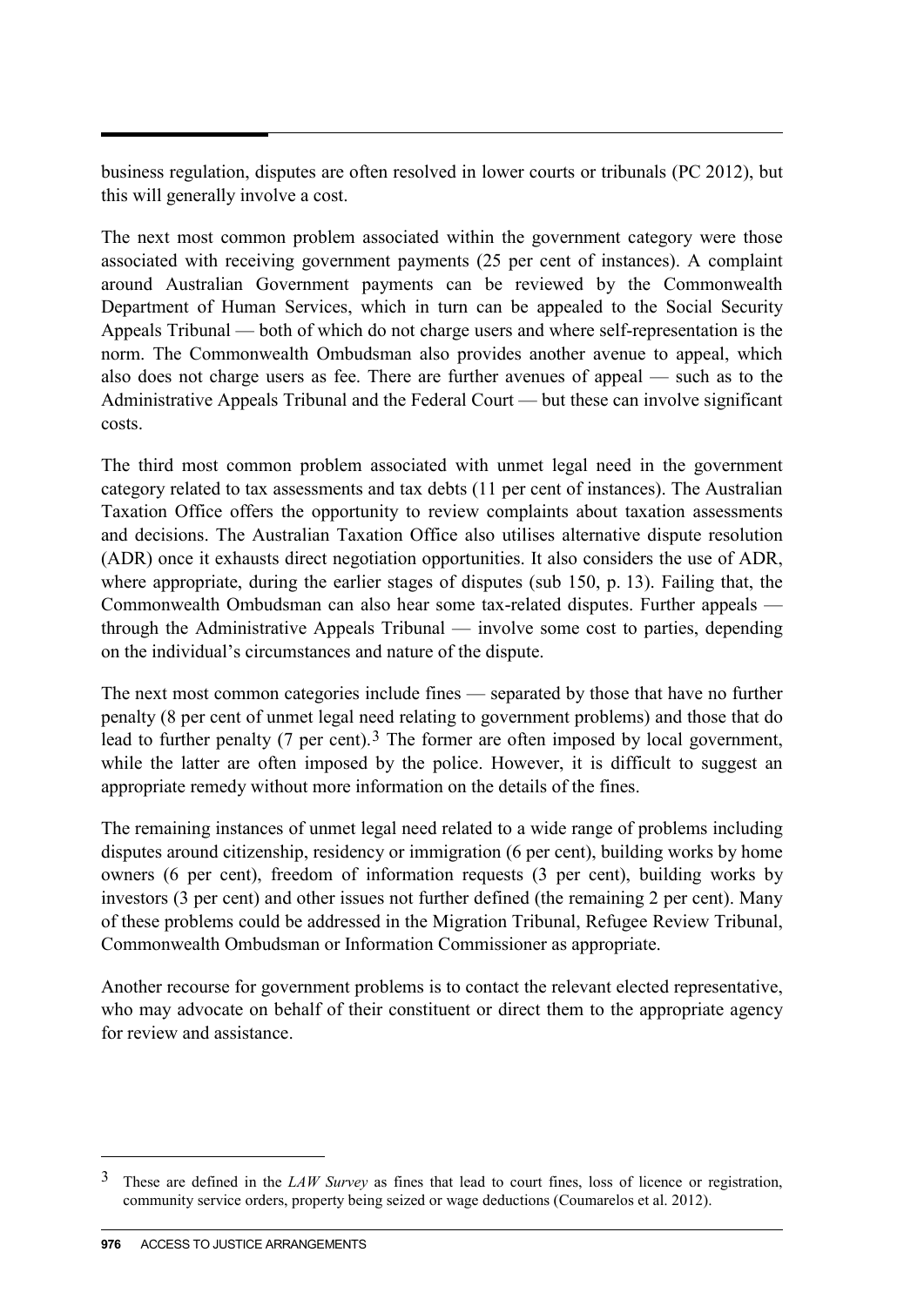business regulation, disputes are often resolved in lower courts or tribunals (PC 2012), but this will generally involve a cost.

The next most common problem associated within the government category were those associated with receiving government payments (25 per cent of instances). A complaint around Australian Government payments can be reviewed by the Commonwealth Department of Human Services, which in turn can be appealed to the Social Security Appeals Tribunal — both of which do not charge users and where self-representation is the norm. The Commonwealth Ombudsman also provides another avenue to appeal, which also does not charge users as fee. There are further avenues of appeal — such as to the Administrative Appeals Tribunal and the Federal Court — but these can involve significant costs.

The third most common problem associated with unmet legal need in the government category related to tax assessments and tax debts (11 per cent of instances). The Australian Taxation Office offers the opportunity to review complaints about taxation assessments and decisions. The Australian Taxation Office also utilises alternative dispute resolution (ADR) once it exhausts direct negotiation opportunities. It also considers the use of ADR, where appropriate, during the earlier stages of disputes (sub 150, p. 13). Failing that, the Commonwealth Ombudsman can also hear some tax-related disputes. Further appeals — through the Administrative Appeals Tribunal — involve some cost to parties, depending on the individual's circumstances and nature of the dispute.

The next most common categories include fines — separated by those that have no further penalty (8 per cent of unmet legal need relating to government problems) and those that do lead to further penalty (7 per cent).[3] The former are often imposed by local government, while the latter are often imposed by the police. However, it is difficult to suggest an appropriate remedy without more information on the details of the fines.

The remaining instances of unmet legal need related to a wide range of problems including disputes around citizenship, residency or immigration (6 per cent), building works by home owners (6 per cent), freedom of information requests (3 per cent), building works by investors (3 per cent) and other issues not further defined (the remaining 2 per cent). Many of these problems could be addressed in the Migration Tribunal, Refugee Review Tribunal, Commonwealth Ombudsman or Information Commissioner as appropriate.

Another recourse for government problems is to contact the relevant elected representative, who may advocate on behalf of their constituent or direct them to the appropriate agency for review and assistance.

---

[3] These are defined in the *LAW Survey* as fines that lead to court fines, loss of licence or registration, community service orders, property being seized or wage deductions (Coumarelos et al. 2012).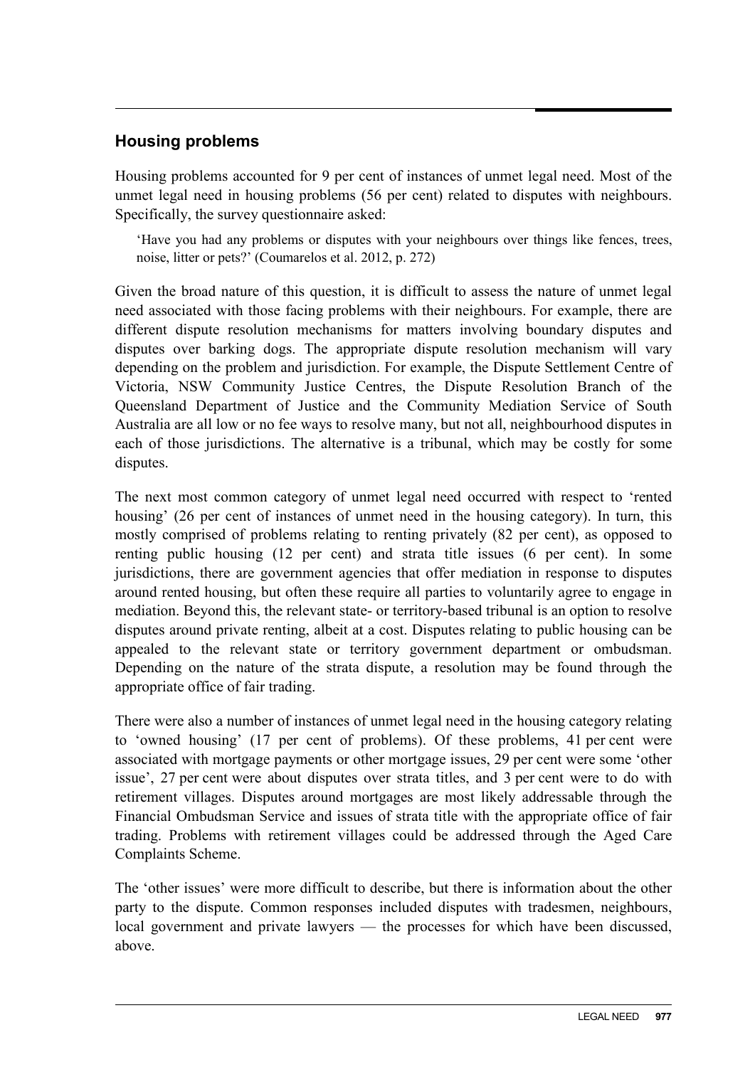## Housing problems

Housing problems accounted for 9 per cent of instances of unmet legal need. Most of the unmet legal need in housing problems (56 per cent) related to disputes with neighbours. Specifically, the survey questionnaire asked:

> 'Have you had any problems or disputes with your neighbours over things like fences, trees, noise, litter or pets?' (Coumarelos et al. 2012, p. 272)

Given the broad nature of this question, it is difficult to assess the nature of unmet legal need associated with those facing problems with their neighbours. For example, there are different dispute resolution mechanisms for matters involving boundary disputes and disputes over barking dogs. The appropriate dispute resolution mechanism will vary depending on the problem and jurisdiction. For example, the Dispute Settlement Centre of Victoria, NSW Community Justice Centres, the Dispute Resolution Branch of the Queensland Department of Justice and the Community Mediation Service of South Australia are all low or no fee ways to resolve many, but not all, neighbourhood disputes in each of those jurisdictions. The alternative is a tribunal, which may be costly for some disputes.

The next most common category of unmet legal need occurred with respect to 'rented housing' (26 per cent of instances of unmet need in the housing category). In turn, this mostly comprised of problems relating to renting privately (82 per cent), as opposed to renting public housing (12 per cent) and strata title issues (6 per cent). In some jurisdictions, there are government agencies that offer mediation in response to disputes around rented housing, but often these require all parties to voluntarily agree to engage in mediation. Beyond this, the relevant state- or territory-based tribunal is an option to resolve disputes around private renting, albeit at a cost. Disputes relating to public housing can be appealed to the relevant state or territory government department or ombudsman. Depending on the nature of the strata dispute, a resolution may be found through the appropriate office of fair trading.

There were also a number of instances of unmet legal need in the housing category relating to 'owned housing' (17 per cent of problems). Of these problems, 41 per cent were associated with mortgage payments or other mortgage issues, 29 per cent were some 'other issue', 27 per cent were about disputes over strata titles, and 3 per cent were to do with retirement villages. Disputes around mortgages are most likely addressable through the Financial Ombudsman Service and issues of strata title with the appropriate office of fair trading. Problems with retirement villages could be addressed through the Aged Care Complaints Scheme.

The 'other issues' were more difficult to describe, but there is information about the other party to the dispute. Common responses included disputes with tradesmen, neighbours, local government and private lawyers — the processes for which have been discussed, above.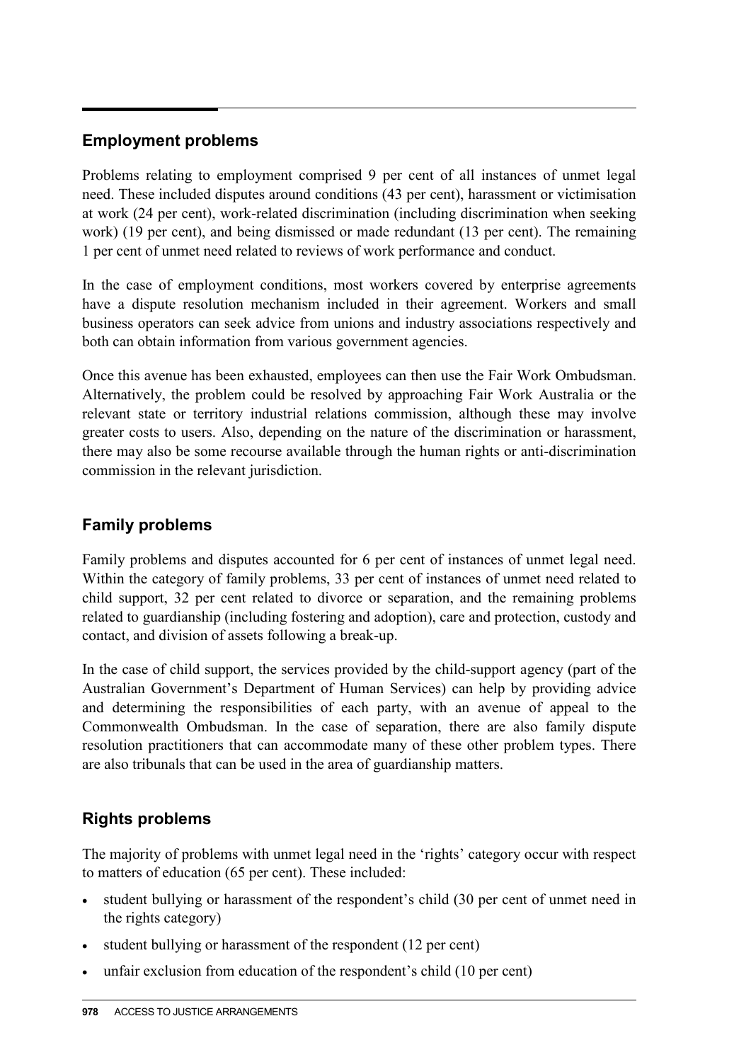## Employment problems

Problems relating to employment comprised 9 per cent of all instances of unmet legal need. These included disputes around conditions (43 per cent), harassment or victimisation at work (24 per cent), work-related discrimination (including discrimination when seeking work) (19 per cent), and being dismissed or made redundant (13 per cent). The remaining 1 per cent of unmet need related to reviews of work performance and conduct.

In the case of employment conditions, most workers covered by enterprise agreements have a dispute resolution mechanism included in their agreement. Workers and small business operators can seek advice from unions and industry associations respectively and both can obtain information from various government agencies.

Once this avenue has been exhausted, employees can then use the Fair Work Ombudsman. Alternatively, the problem could be resolved by approaching Fair Work Australia or the relevant state or territory industrial relations commission, although these may involve greater costs to users. Also, depending on the nature of the discrimination or harassment, there may also be some recourse available through the human rights or anti-discrimination commission in the relevant jurisdiction.

## Family problems

Family problems and disputes accounted for 6 per cent of instances of unmet legal need. Within the category of family problems, 33 per cent of instances of unmet need related to child support, 32 per cent related to divorce or separation, and the remaining problems related to guardianship (including fostering and adoption), care and protection, custody and contact, and division of assets following a break-up.

In the case of child support, the services provided by the child-support agency (part of the Australian Government's Department of Human Services) can help by providing advice and determining the responsibilities of each party, with an avenue of appeal to the Commonwealth Ombudsman. In the case of separation, there are also family dispute resolution practitioners that can accommodate many of these other problem types. There are also tribunals that can be used in the area of guardianship matters.

## Rights problems

The majority of problems with unmet legal need in the 'rights' category occur with respect to matters of education (65 per cent). These included:

- student bullying or harassment of the respondent's child (30 per cent of unmet need in the rights category)
- student bullying or harassment of the respondent (12 per cent)
- unfair exclusion from education of the respondent's child (10 per cent)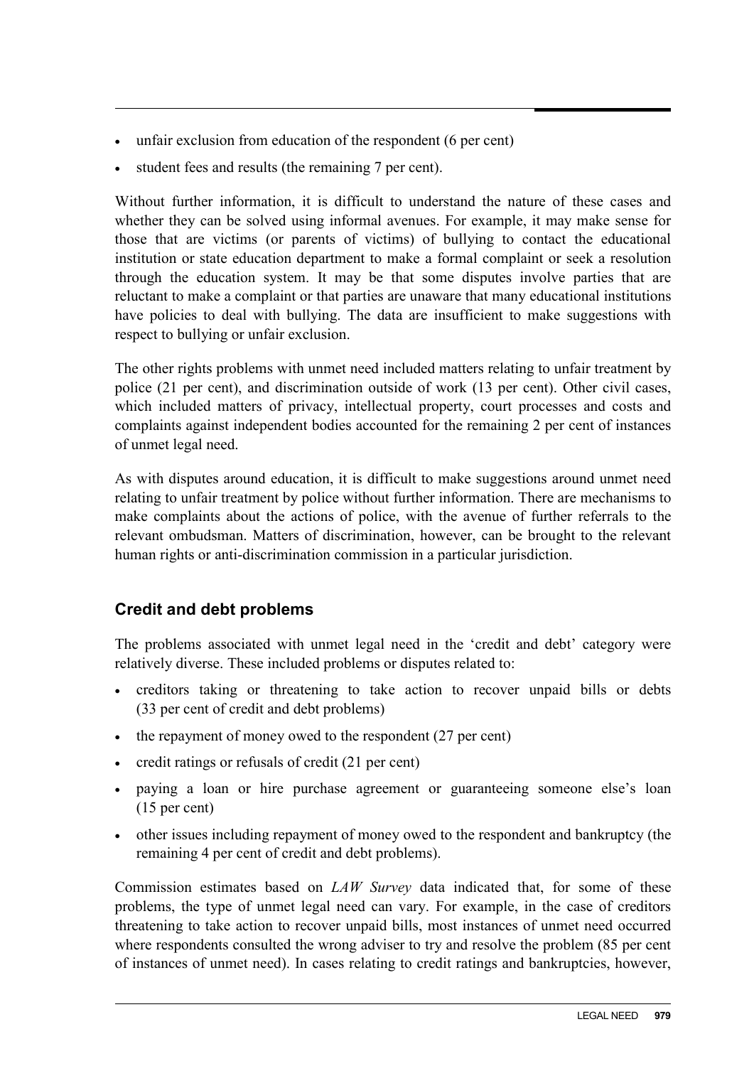- unfair exclusion from education of the respondent (6 per cent)
- student fees and results (the remaining 7 per cent).

Without further information, it is difficult to understand the nature of these cases and whether they can be solved using informal avenues. For example, it may make sense for those that are victims (or parents of victims) of bullying to contact the educational institution or state education department to make a formal complaint or seek a resolution through the education system. It may be that some disputes involve parties that are reluctant to make a complaint or that parties are unaware that many educational institutions have policies to deal with bullying. The data are insufficient to make suggestions with respect to bullying or unfair exclusion.

The other rights problems with unmet need included matters relating to unfair treatment by police (21 per cent), and discrimination outside of work (13 per cent). Other civil cases, which included matters of privacy, intellectual property, court processes and costs and complaints against independent bodies accounted for the remaining 2 per cent of instances of unmet legal need.

As with disputes around education, it is difficult to make suggestions around unmet need relating to unfair treatment by police without further information. There are mechanisms to make complaints about the actions of police, with the avenue of further referrals to the relevant ombudsman. Matters of discrimination, however, can be brought to the relevant human rights or anti-discrimination commission in a particular jurisdiction.

## Credit and debt problems

The problems associated with unmet legal need in the 'credit and debt' category were relatively diverse. These included problems or disputes related to:

- creditors taking or threatening to take action to recover unpaid bills or debts (33 per cent of credit and debt problems)
- the repayment of money owed to the respondent (27 per cent)
- credit ratings or refusals of credit (21 per cent)
- paying a loan or hire purchase agreement or guaranteeing someone else's loan (15 per cent)
- other issues including repayment of money owed to the respondent and bankruptcy (the remaining 4 per cent of credit and debt problems).

Commission estimates based on *LAW Survey* data indicated that, for some of these problems, the type of unmet legal need can vary. For example, in the case of creditors threatening to take action to recover unpaid bills, most instances of unmet need occurred where respondents consulted the wrong adviser to try and resolve the problem (85 per cent of instances of unmet need). In cases relating to credit ratings and bankruptcies, however,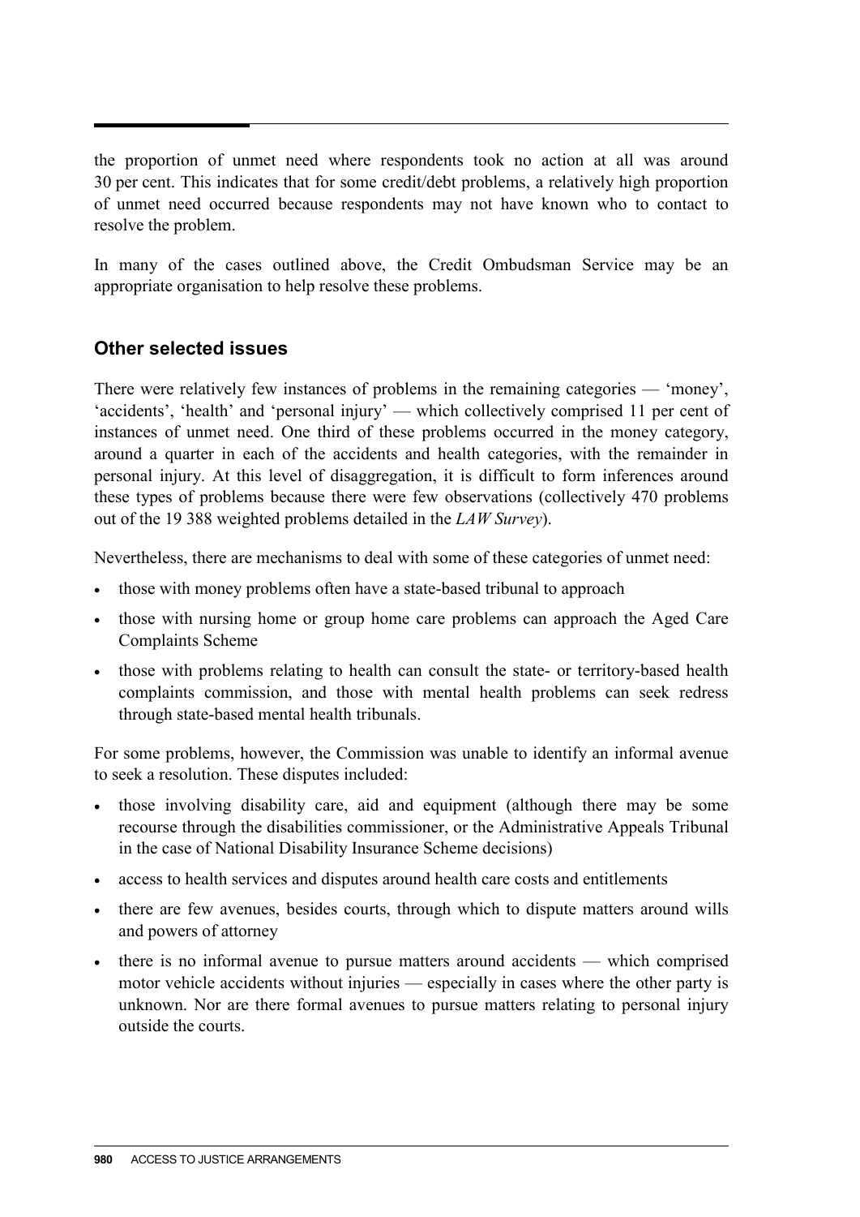the proportion of unmet need where respondents took no action at all was around 30 per cent. This indicates that for some credit/debt problems, a relatively high proportion of unmet need occurred because respondents may not have known who to contact to resolve the problem.

In many of the cases outlined above, the Credit Ombudsman Service may be an appropriate organisation to help resolve these problems.

### Other selected issues

There were relatively few instances of problems in the remaining categories — 'money', 'accidents', 'health' and 'personal injury' — which collectively comprised 11 per cent of instances of unmet need. One third of these problems occurred in the money category, around a quarter in each of the accidents and health categories, with the remainder in personal injury. At this level of disaggregation, it is difficult to form inferences around these types of problems because there were few observations (collectively 470 problems out of the 19 388 weighted problems detailed in the *LAW Survey*).

Nevertheless, there are mechanisms to deal with some of these categories of unmet need:

- those with money problems often have a state-based tribunal to approach
- those with nursing home or group home care problems can approach the Aged Care Complaints Scheme
- those with problems relating to health can consult the state- or territory-based health complaints commission, and those with mental health problems can seek redress through state-based mental health tribunals.

For some problems, however, the Commission was unable to identify an informal avenue to seek a resolution. These disputes included:

- those involving disability care, aid and equipment (although there may be some recourse through the disabilities commissioner, or the Administrative Appeals Tribunal in the case of National Disability Insurance Scheme decisions)
- access to health services and disputes around health care costs and entitlements
- there are few avenues, besides courts, through which to dispute matters around wills and powers of attorney
- there is no informal avenue to pursue matters around accidents — which comprised motor vehicle accidents without injuries — especially in cases where the other party is unknown. Nor are there formal avenues to pursue matters relating to personal injury outside the courts.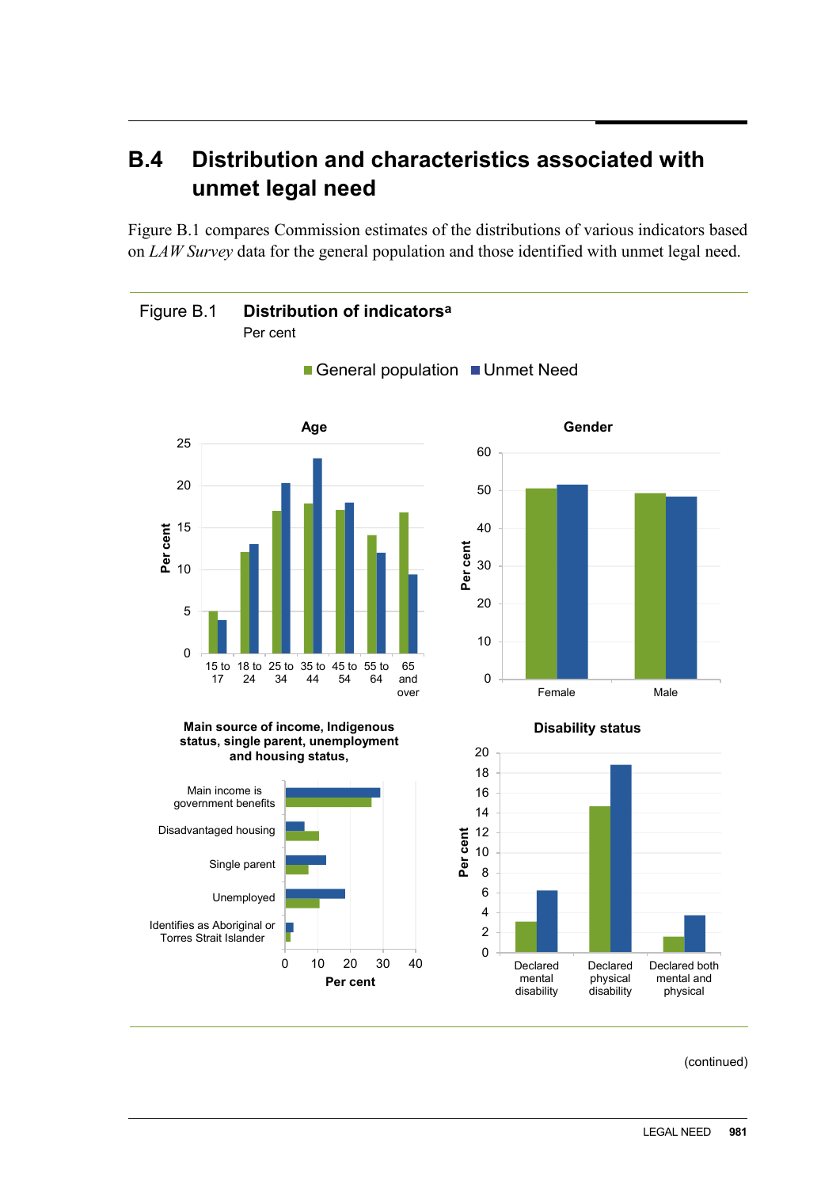## B.4 Distribution and characteristics associated with unmet legal need

Figure B.1 compares Commission estimates of the distributions of various indicators based on *LAW Survey* data for the general population and those identified with unmet legal need.

Figure B.1 **Distribution of indicators**[a]

Per cent

General population  Unmet Need

**Age**

Per cent

25, 20, 15, 10, 5, 0

15 to 17 | 18 to 24 | 25 to 34 | 35 to 44 | 45 to 54 | 55 to 64 | 65 and over

**Gender**

Per cent

60, 50, 40, 30, 20, 10, 0

Female | Male

**Main source of income, Indigenous status, single parent, unemployment and housing status,**

Main income is government benefits

Disadvantaged housing

Single parent

Unemployed

Identifies as Aboriginal or Torres Strait Islander

0, 10, 20, 30, 40

Per cent

**Disability status**

Per cent

20, 18, 16, 14, 12, 10, 8, 6, 4, 2, 0

Declared mental disability | Declared physical disability | Declared both mental and physical

(continued)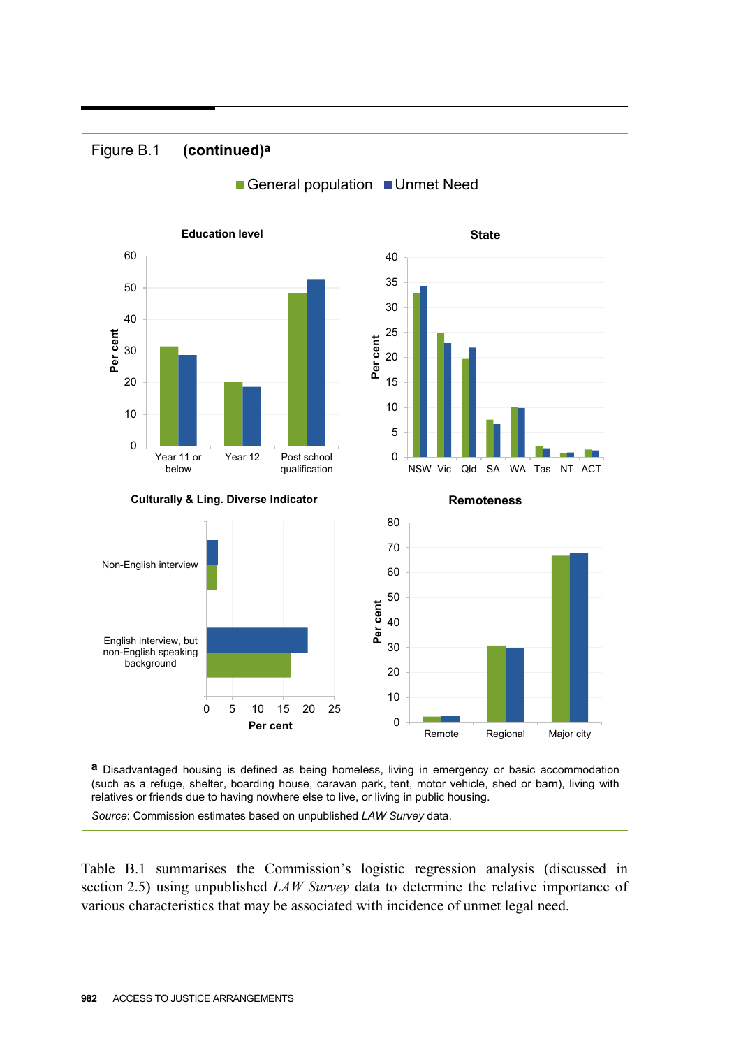Figure B.1 **(continued)**[a]

General population | Unmet Need

**Education level**

**State**

**Culturally & Ling. Diverse Indicator**

**Remoteness**

[a] Disadvantaged housing is defined as being homeless, living in emergency or basic accommodation (such as a refuge, shelter, boarding house, caravan park, tent, motor vehicle, shed or barn), living with relatives or friends due to having nowhere else to live, or living in public housing.

*Source*: Commission estimates based on unpublished *LAW Survey* data.

Table B.1 summarises the Commission's logistic regression analysis (discussed in section 2.5) using unpublished *LAW Survey* data to determine the relative importance of various characteristics that may be associated with incidence of unmet legal need.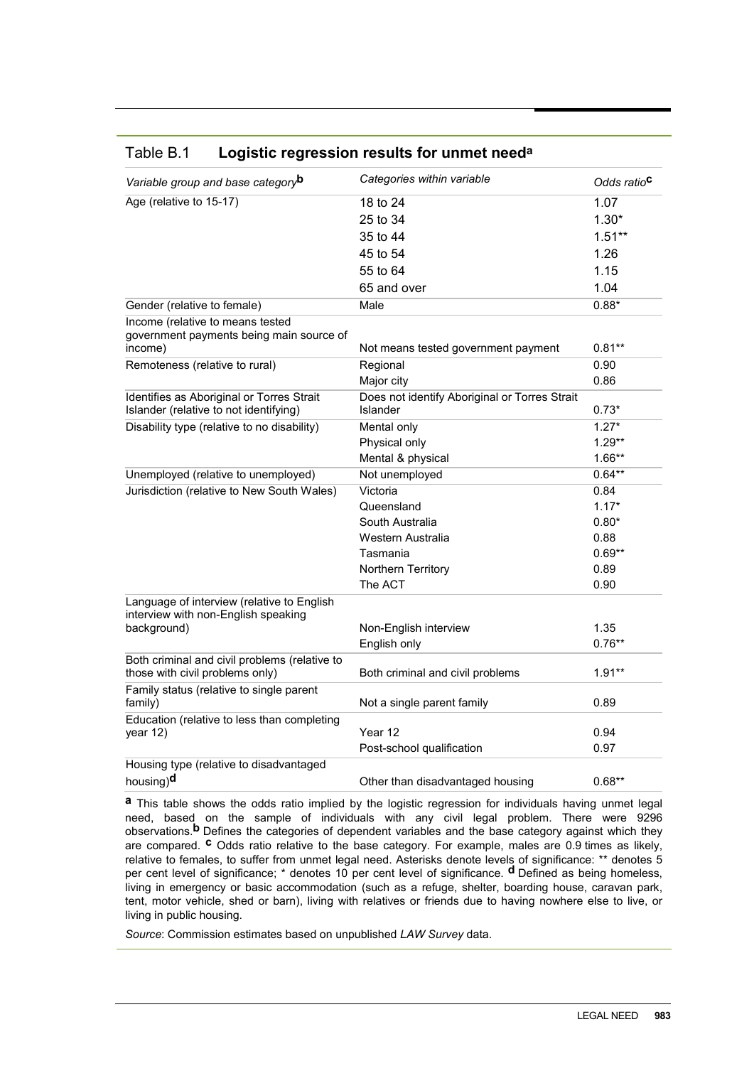## Table B.1 **Logistic regression results for unmet need**[a]

| *Variable group and base category*[b] | *Categories within variable* | *Odds ratio*[c] |
|---|---|---|
| Age (relative to 15-17) | 18 to 24 | 1.07 |
| | 25 to 34 | 1.30* |
| | 35 to 44 | 1.51** |
| | 45 to 54 | 1.26 |
| | 55 to 64 | 1.15 |
| | 65 and over | 1.04 |
| Gender (relative to female) | Male | 0.88* |
| Income (relative to means tested government payments being main source of income) | Not means tested government payment | 0.81** |
| Remoteness (relative to rural) | Regional | 0.90 |
| | Major city | 0.86 |
| Identifies as Aboriginal or Torres Strait Islander (relative to not identifying) | Does not identify Aboriginal or Torres Strait Islander | 0.73* |
| Disability type (relative to no disability) | Mental only | 1.27* |
| | Physical only | 1.29** |
| | Mental & physical | 1.66** |
| Unemployed (relative to unemployed) | Not unemployed | 0.64** |
| Jurisdiction (relative to New South Wales) | Victoria | 0.84 |
| | Queensland | 1.17* |
| | South Australia | 0.80* |
| | Western Australia | 0.88 |
| | Tasmania | 0.69** |
| | Northern Territory | 0.89 |
| | The ACT | 0.90 |
| Language of interview (relative to English interview with non-English speaking background) | Non-English interview | 1.35 |
| | English only | 0.76** |
| Both criminal and civil problems (relative to those with civil problems only) | Both criminal and civil problems | 1.91** |
| Family status (relative to single parent family) | Not a single parent family | 0.89 |
| Education (relative to less than completing year 12) | Year 12 | 0.94 |
| | Post-school qualification | 0.97 |
| Housing type (relative to disadvantaged housing)[d] | Other than disadvantaged housing | 0.68** |

[a] This table shows the odds ratio implied by the logistic regression for individuals having unmet legal need, based on the sample of individuals with any civil legal problem. There were 9296 observations.[b] Defines the categories of dependent variables and the base category against which they are compared. [c] Odds ratio relative to the base category. For example, males are 0.9 times as likely, relative to females, to suffer from unmet legal need. Asterisks denote levels of significance: ** denotes 5 per cent level of significance; * denotes 10 per cent level of significance. [d] Defined as being homeless, living in emergency or basic accommodation (such as a refuge, shelter, boarding house, caravan park, tent, motor vehicle, shed or barn), living with relatives or friends due to having nowhere else to live, or living in public housing.

*Source*: Commission estimates based on unpublished *LAW Survey* data.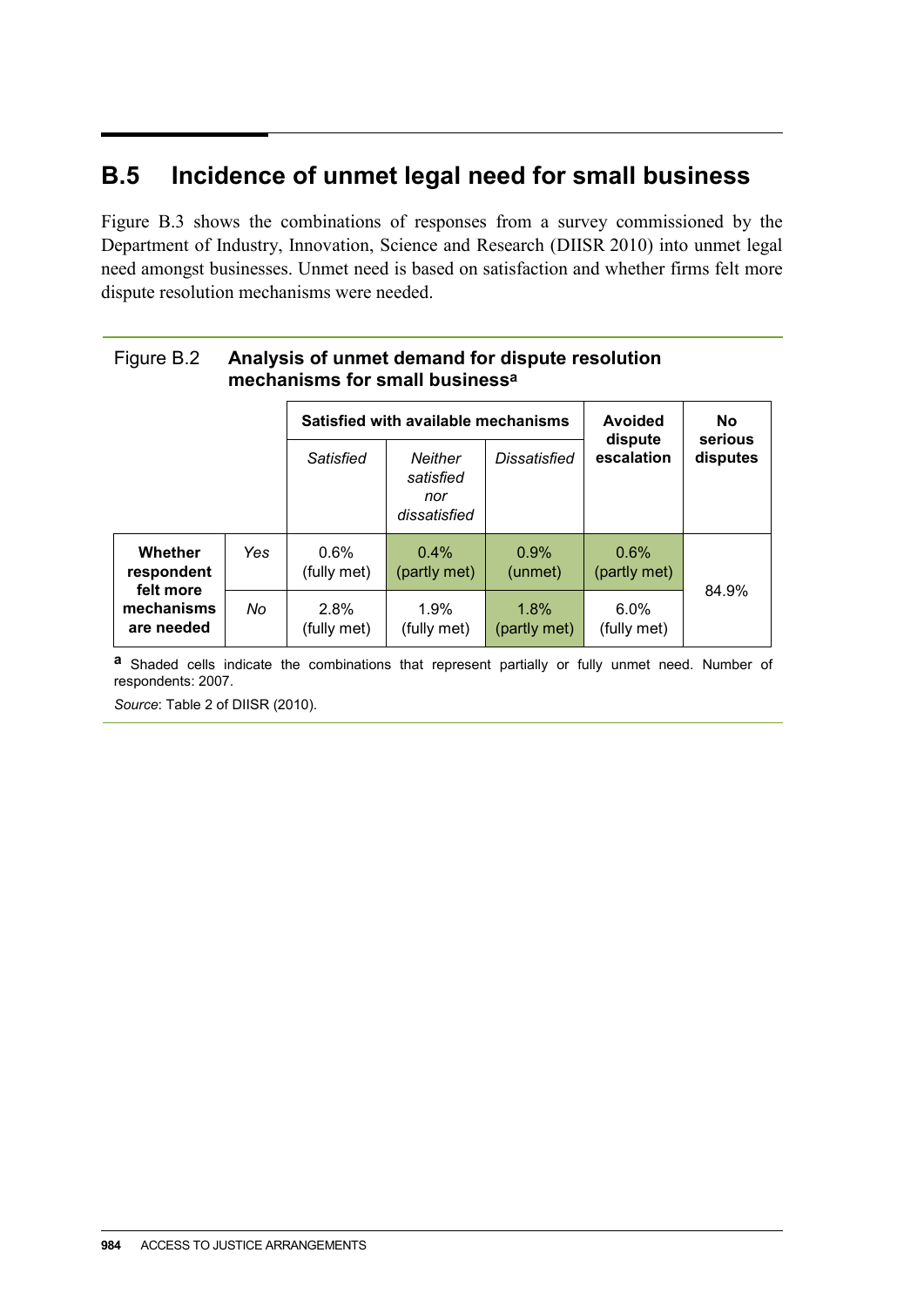## B.5 Incidence of unmet legal need for small business

Figure B.3 shows the combinations of responses from a survey commissioned by the Department of Industry, Innovation, Science and Research (DIISR 2010) into unmet legal need amongst businesses. Unmet need is based on satisfaction and whether firms felt more dispute resolution mechanisms were needed.

Figure B.2 **Analysis of unmet demand for dispute resolution mechanisms for small business**[a]

| | | Satisfied with available mechanisms | | | Avoided dispute escalation | No serious disputes |
|---|---|---|---|---|---|---|
| | | *Satisfied* | *Neither satisfied nor dissatisfied* | *Dissatisfied* | | |
| **Whether respondent felt more mechanisms are needed** | *Yes* | 0.6% (fully met) | 0.4% (partly met) | 0.9% (unmet) | 0.6% (partly met) | 84.9% |
| | *No* | 2.8% (fully met) | 1.9% (fully met) | 1.8% (partly met) | 6.0% (fully met) | |

**a** Shaded cells indicate the combinations that represent partially or fully unmet need. Number of respondents: 2007.

*Source*: Table 2 of DIISR (2010).